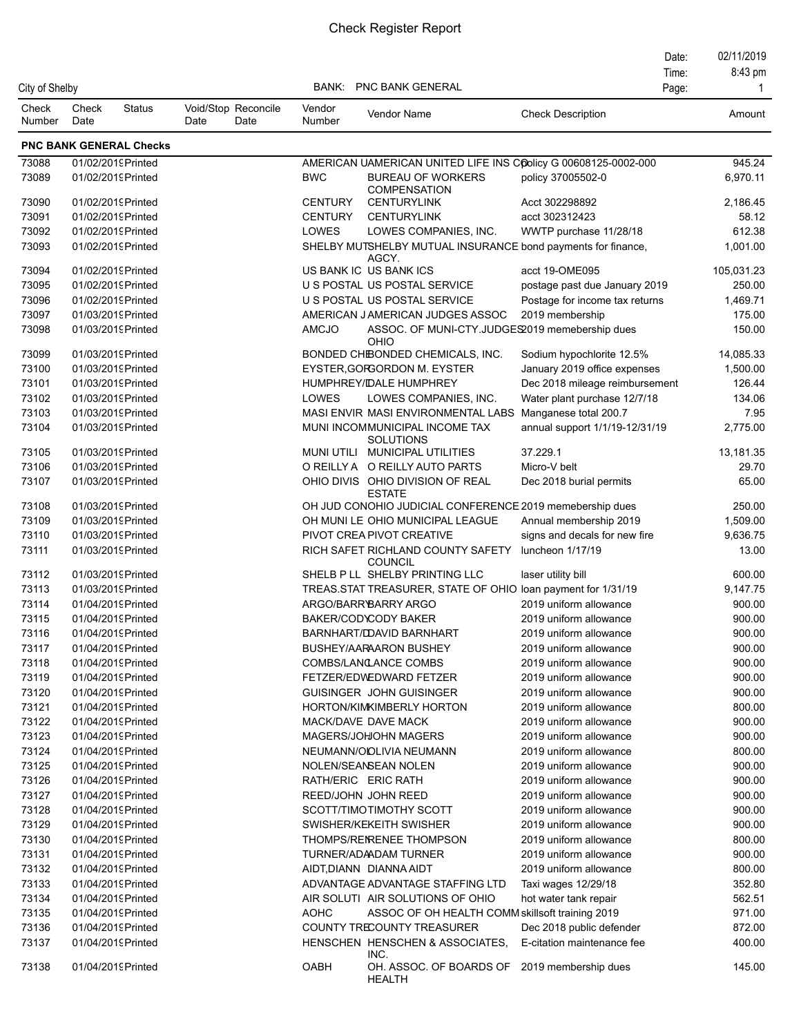# Check Register Report

City of Shelby

BANK: PNC BANK GENERAL

Date: 02/11/2019
Time: 8:43 pm
Page: 1

| Check Number | Check Date | Status | Void/Stop Date | Reconcile Date | Vendor Number | Vendor Name | Check Description | Amount |
|---|---|---|---|---|---|---|---|---|
| **PNC BANK GENERAL Checks** | | | | | | | | |
| 73088 | 01/02/2019 | Printed | | | AMERICAN U | AMERICAN UNITED LIFE INS CO | policy G 00608125-0002-000 | 945.24 |
| 73089 | 01/02/2019 | Printed | | | BWC | BUREAU OF WORKERS COMPENSATION | policy 37005502-0 | 6,970.11 |
| 73090 | 01/02/2019 | Printed | | | CENTURY | CENTURYLINK | Acct 302298892 | 2,186.45 |
| 73091 | 01/02/2019 | Printed | | | CENTURY | CENTURYLINK | acct 302312423 | 58.12 |
| 73092 | 01/02/2019 | Printed | | | LOWES | LOWES COMPANIES, INC. | WWTP purchase 11/28/18 | 612.38 |
| 73093 | 01/02/2019 | Printed | | | SHELBY MUT | SHELBY MUTUAL INSURANCE AGCY. | bond payments for finance, | 1,001.00 |
| 73094 | 01/02/2019 | Printed | | | US BANK IC | US BANK ICS | acct 19-OME095 | 105,031.23 |
| 73095 | 01/02/2019 | Printed | | | U S POSTAL | US POSTAL SERVICE | postage past due January 2019 | 250.00 |
| 73096 | 01/02/2019 | Printed | | | U S POSTAL | US POSTAL SERVICE | Postage for income tax returns | 1,469.71 |
| 73097 | 01/03/2019 | Printed | | | AMERICAN J | AMERICAN JUDGES ASSOC | 2019 membership | 175.00 |
| 73098 | 01/03/2019 | Printed | | | AMCJO | ASSOC. OF MUNI-CTY.JUDGES OHIO | 2019 memebership dues | 150.00 |
| 73099 | 01/03/2019 | Printed | | | BONDED CHE | BONDED CHEMICALS, INC. | Sodium hypochlorite 12.5% | 14,085.33 |
| 73100 | 01/03/2019 | Printed | | | EYSTER,GOR | GORDON M. EYSTER | January 2019 office expenses | 1,500.00 |
| 73101 | 01/03/2019 | Printed | | | HUMPHREY/D | DALE HUMPHREY | Dec 2018 mileage reimbursement | 126.44 |
| 73102 | 01/03/2019 | Printed | | | LOWES | LOWES COMPANIES, INC. | Water plant purchase 12/7/18 | 134.06 |
| 73103 | 01/03/2019 | Printed | | | MASI ENVIR | MASI ENVIRONMENTAL LABS | Manganese total 200.7 | 7.95 |
| 73104 | 01/03/2019 | Printed | | | MUNI INCOM | MUNICIPAL INCOME TAX SOLUTIONS | annual support 1/1/19-12/31/19 | 2,775.00 |
| 73105 | 01/03/2019 | Printed | | | MUNI UTILI | MUNICIPAL UTILITIES | 37.229.1 | 13,181.35 |
| 73106 | 01/03/2019 | Printed | | | O REILLY A | O REILLY AUTO PARTS | Micro-V belt | 29.70 |
| 73107 | 01/03/2019 | Printed | | | OHIO DIVIS | OHIO DIVISION OF REAL ESTATE | Dec 2018 burial permits | 65.00 |
| 73108 | 01/03/2019 | Printed | | | OH JUD CON | OHIO JUDICIAL CONFERENCE | 2019 memebership dues | 250.00 |
| 73109 | 01/03/2019 | Printed | | | OH MUNI LE | OHIO MUNICIPAL LEAGUE | Annual membership 2019 | 1,509.00 |
| 73110 | 01/03/2019 | Printed | | | PIVOT CREA | PIVOT CREATIVE | signs and decals for new fire | 9,636.75 |
| 73111 | 01/03/2019 | Printed | | | RICH SAFET | RICHLAND COUNTY SAFETY COUNCIL | luncheon 1/17/19 | 13.00 |
| 73112 | 01/03/2019 | Printed | | | SHELB P LL | SHELBY PRINTING LLC | laser utility bill | 600.00 |
| 73113 | 01/03/2019 | Printed | | | TREAS.STAT | TREASURER, STATE OF OHIO | loan payment for 1/31/19 | 9,147.75 |
| 73114 | 01/04/2019 | Printed | | | ARGO/BARRY | BARRY ARGO | 2019 uniform allowance | 900.00 |
| 73115 | 01/04/2019 | Printed | | | BAKER/CODY | CODY BAKER | 2019 uniform allowance | 900.00 |
| 73116 | 01/04/2019 | Printed | | | BARNHART/D | DAVID BARNHART | 2019 uniform allowance | 900.00 |
| 73117 | 01/04/2019 | Printed | | | BUSHEY/AAR | AARON BUSHEY | 2019 uniform allowance | 900.00 |
| 73118 | 01/04/2019 | Printed | | | COMBS/LANC | LANCE COMBS | 2019 uniform allowance | 900.00 |
| 73119 | 01/04/2019 | Printed | | | FETZER/EDW | EDWARD FETZER | 2019 uniform allowance | 900.00 |
| 73120 | 01/04/2019 | Printed | | | GUISINGER | JOHN GUISINGER | 2019 uniform allowance | 900.00 |
| 73121 | 01/04/2019 | Printed | | | HORTON/KIM | KIMBERLY HORTON | 2019 uniform allowance | 800.00 |
| 73122 | 01/04/2019 | Printed | | | MACK/DAVE | DAVE MACK | 2019 uniform allowance | 900.00 |
| 73123 | 01/04/2019 | Printed | | | MAGERS/JOH | JOHN MAGERS | 2019 uniform allowance | 900.00 |
| 73124 | 01/04/2019 | Printed | | | NEUMANN/OL | OLIVIA NEUMANN | 2019 uniform allowance | 800.00 |
| 73125 | 01/04/2019 | Printed | | | NOLEN/SEAN | SEAN NOLEN | 2019 uniform allowance | 900.00 |
| 73126 | 01/04/2019 | Printed | | | RATH/ERIC | ERIC RATH | 2019 uniform allowance | 900.00 |
| 73127 | 01/04/2019 | Printed | | | REED/JOHN | JOHN REED | 2019 uniform allowance | 900.00 |
| 73128 | 01/04/2019 | Printed | | | SCOTT/TIMO | TIMOTHY SCOTT | 2019 uniform allowance | 900.00 |
| 73129 | 01/04/2019 | Printed | | | SWISHER/KE | KEITH SWISHER | 2019 uniform allowance | 900.00 |
| 73130 | 01/04/2019 | Printed | | | THOMPS/REN | RENEE THOMPSON | 2019 uniform allowance | 800.00 |
| 73131 | 01/04/2019 | Printed | | | TURNER/ADA | ADAM TURNER | 2019 uniform allowance | 900.00 |
| 73132 | 01/04/2019 | Printed | | | AIDT,DIANN | DIANNA AIDT | 2019 uniform allowance | 800.00 |
| 73133 | 01/04/2019 | Printed | | | ADVANTAGE | ADVANTAGE STAFFING LTD | Taxi wages 12/29/18 | 352.80 |
| 73134 | 01/04/2019 | Printed | | | AIR SOLUTI | AIR SOLUTIONS OF OHIO | hot water tank repair | 562.51 |
| 73135 | 01/04/2019 | Printed | | | AOHC | ASSOC OF OH HEALTH COMM | skillsoft training 2019 | 971.00 |
| 73136 | 01/04/2019 | Printed | | | COUNTY TRE | COUNTY TREASURER | Dec 2018 public defender | 872.00 |
| 73137 | 01/04/2019 | Printed | | | HENSCHEN | HENSCHEN & ASSOCIATES, INC. | E-citation maintenance fee | 400.00 |
| 73138 | 01/04/2019 | Printed | | | OABH | OH. ASSOC. OF BOARDS OF HEALTH | 2019 membership dues | 145.00 |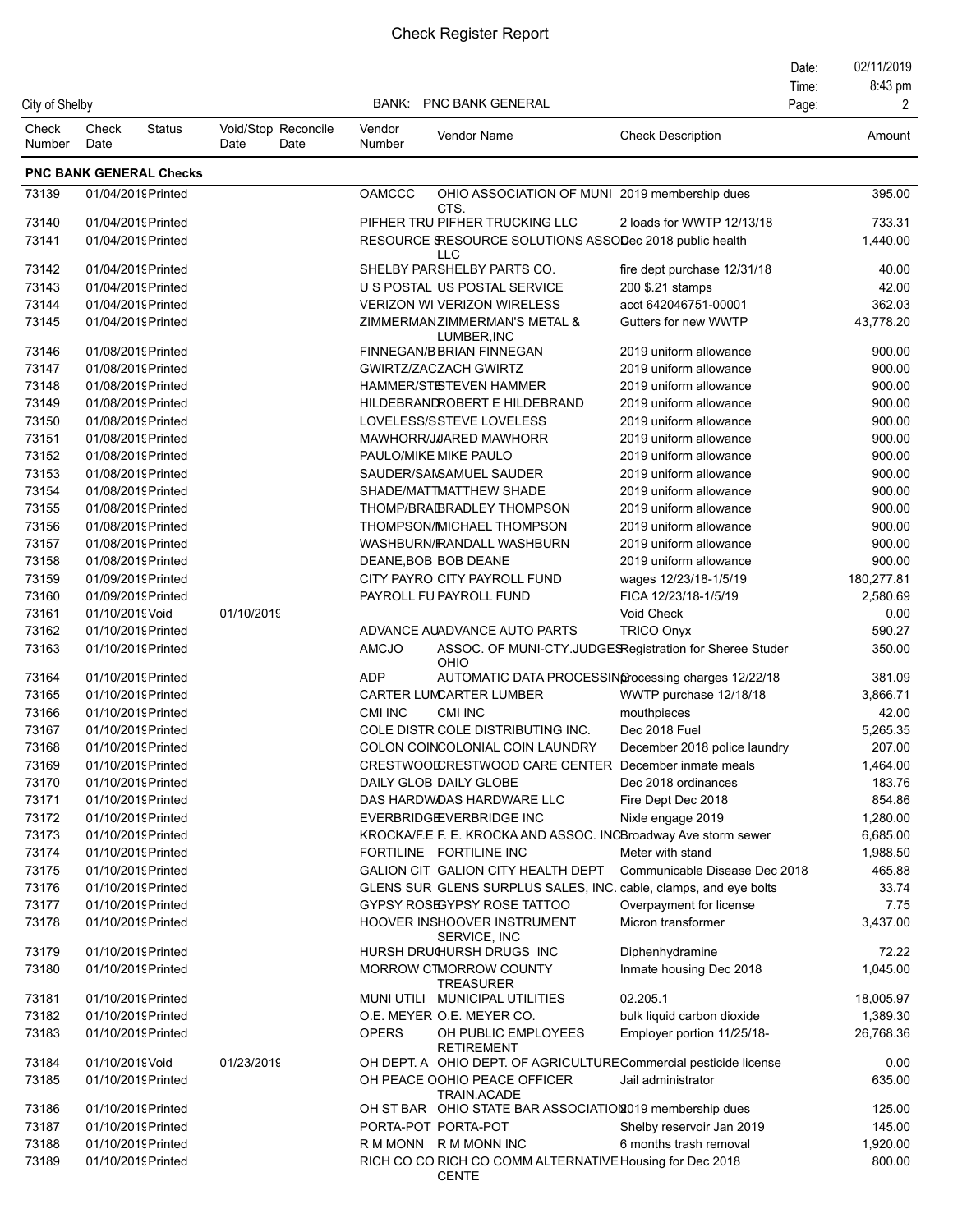# Check Register Report

City of Shelby

BANK: PNC BANK GENERAL

Date: 02/11/2019
Time: 8:43 pm

| Check Number | Check Date | Status | Void/Stop Date | Reconcile Date | Vendor Number | Vendor Name | Check Description | Amount |
|---|---|---|---|---|---|---|---|---|
| **PNC BANK GENERAL Checks** | | | | | | | | |
| 73139 | 01/04/2019 | Printed | | | OAMCCC | OHIO ASSOCIATION OF MUNI CTS. | 2019 membership dues | 395.00 |
| 73140 | 01/04/2019 | Printed | | | PIFHER TRU | PIFHER TRUCKING LLC | 2 loads for WWTP 12/13/18 | 733.31 |
| 73141 | 01/04/2019 | Printed | | | RESOURCE S | RESOURCE SOLUTIONS ASSOC LLC | Dec 2018 public health | 1,440.00 |
| 73142 | 01/04/2019 | Printed | | | SHELBY PARS | SHELBY PARTS CO. | fire dept purchase 12/31/18 | 40.00 |
| 73143 | 01/04/2019 | Printed | | | U S POSTAL | US POSTAL SERVICE | 200 $.21 stamps | 42.00 |
| 73144 | 01/04/2019 | Printed | | | VERIZON WI | VERIZON WIRELESS | acct 642046751-00001 | 362.03 |
| 73145 | 01/04/2019 | Printed | | | ZIMMERMAN | ZIMMERMAN'S METAL & LUMBER,INC | Gutters for new WWTP | 43,778.20 |
| 73146 | 01/08/2019 | Printed | | | FINNEGAN/B | BRIAN FINNEGAN | 2019 uniform allowance | 900.00 |
| 73147 | 01/08/2019 | Printed | | | GWIRTZ/ZAC | ZACH GWIRTZ | 2019 uniform allowance | 900.00 |
| 73148 | 01/08/2019 | Printed | | | HAMMER/STE | STEVEN HAMMER | 2019 uniform allowance | 900.00 |
| 73149 | 01/08/2019 | Printed | | | HILDEBRAND | ROBERT E HILDEBRAND | 2019 uniform allowance | 900.00 |
| 73150 | 01/08/2019 | Printed | | | LOVELESS/S | STEVE LOVELESS | 2019 uniform allowance | 900.00 |
| 73151 | 01/08/2019 | Printed | | | MAWHORR/JA | JARED MAWHORR | 2019 uniform allowance | 900.00 |
| 73152 | 01/08/2019 | Printed | | | PAULO/MIKE | MIKE PAULO | 2019 uniform allowance | 900.00 |
| 73153 | 01/08/2019 | Printed | | | SAUDER/SAM | SAMUEL SAUDER | 2019 uniform allowance | 900.00 |
| 73154 | 01/08/2019 | Printed | | | SHADE/MATT | MATTHEW SHADE | 2019 uniform allowance | 900.00 |
| 73155 | 01/08/2019 | Printed | | | THOMP/BRAD | BRADLEY THOMPSON | 2019 uniform allowance | 900.00 |
| 73156 | 01/08/2019 | Printed | | | THOMPSON/M | MICHAEL THOMPSON | 2019 uniform allowance | 900.00 |
| 73157 | 01/08/2019 | Printed | | | WASHBURN/R | RANDALL WASHBURN | 2019 uniform allowance | 900.00 |
| 73158 | 01/08/2019 | Printed | | | DEANE,BOB | BOB DEANE | 2019 uniform allowance | 900.00 |
| 73159 | 01/09/2019 | Printed | | | CITY PAYRO | CITY PAYROLL FUND | wages 12/23/18-1/5/19 | 180,277.81 |
| 73160 | 01/09/2019 | Printed | | | PAYROLL FU | PAYROLL FUND | FICA 12/23/18-1/5/19 | 2,580.69 |
| 73161 | 01/10/2019 | Void | 01/10/2019 | | | | Void Check | 0.00 |
| 73162 | 01/10/2019 | Printed | | | ADVANCE AU | ADVANCE AUTO PARTS | TRICO Onyx | 590.27 |
| 73163 | 01/10/2019 | Printed | | | AMCJO | ASSOC. OF MUNI-CTY.JUDGES OHIO | Registration for Sheree Studer | 350.00 |
| 73164 | 01/10/2019 | Printed | | | ADP | AUTOMATIC DATA PROCESSING | Processing charges 12/22/18 | 381.09 |
| 73165 | 01/10/2019 | Printed | | | CARTER LUM | CARTER LUMBER | WWTP purchase 12/18/18 | 3,866.71 |
| 73166 | 01/10/2019 | Printed | | | CMI INC | CMI INC | mouthpieces | 42.00 |
| 73167 | 01/10/2019 | Printed | | | COLE DISTR | COLE DISTRIBUTING INC. | Dec 2018 Fuel | 5,265.35 |
| 73168 | 01/10/2019 | Printed | | | COLON COIN | COLONIAL COIN LAUNDRY | December 2018 police laundry | 207.00 |
| 73169 | 01/10/2019 | Printed | | | CRESTWOOD | CRESTWOOD CARE CENTER | December inmate meals | 1,464.00 |
| 73170 | 01/10/2019 | Printed | | | DAILY GLOB | DAILY GLOBE | Dec 2018 ordinances | 183.76 |
| 73171 | 01/10/2019 | Printed | | | DAS HARDWA | DAS HARDWARE LLC | Fire Dept Dec 2018 | 854.86 |
| 73172 | 01/10/2019 | Printed | | | EVERBRIDGE | EVERBRIDGE INC | Nixle engage 2019 | 1,280.00 |
| 73173 | 01/10/2019 | Printed | | | KROCKA/F.E | F. E. KROCKA AND ASSOC. INC | Broadway Ave storm sewer | 6,685.00 |
| 73174 | 01/10/2019 | Printed | | | FORTILINE | FORTILINE INC | Meter with stand | 1,988.50 |
| 73175 | 01/10/2019 | Printed | | | GALION CIT | GALION CITY HEALTH DEPT | Communicable Disease Dec 2018 | 465.88 |
| 73176 | 01/10/2019 | Printed | | | GLENS SUR | GLENS SURPLUS SALES, INC. | cable, clamps, and eye bolts | 33.74 |
| 73177 | 01/10/2019 | Printed | | | GYPSY ROSE | GYPSY ROSE TATTOO | Overpayment for license | 7.75 |
| 73178 | 01/10/2019 | Printed | | | HOOVER INS | HOOVER INSTRUMENT SERVICE, INC | Micron transformer | 3,437.00 |
| 73179 | 01/10/2019 | Printed | | | HURSH DRUG | HURSH DRUGS INC | Diphenhydramine | 72.22 |
| 73180 | 01/10/2019 | Printed | | | MORROW CT | MORROW COUNTY TREASURER | Inmate housing Dec 2018 | 1,045.00 |
| 73181 | 01/10/2019 | Printed | | | MUNI UTILI | MUNICIPAL UTILITIES | 02.205.1 | 18,005.97 |
| 73182 | 01/10/2019 | Printed | | | O.E. MEYER | O.E. MEYER CO. | bulk liquid carbon dioxide | 1,389.30 |
| 73183 | 01/10/2019 | Printed | | | OPERS | OH PUBLIC EMPLOYEES RETIREMENT | Employer portion 11/25/18- | 26,768.36 |
| 73184 | 01/10/2019 | Void | 01/23/2019 | | OH DEPT. A | OHIO DEPT. OF AGRICULTURE | Commercial pesticide license | 0.00 |
| 73185 | 01/10/2019 | Printed | | | OH PEACE O | OHIO PEACE OFFICER TRAIN.ACADE | Jail administrator | 635.00 |
| 73186 | 01/10/2019 | Printed | | | OH ST BAR | OHIO STATE BAR ASSOCIATION | 2019 membership dues | 125.00 |
| 73187 | 01/10/2019 | Printed | | | PORTA-POT | PORTA-POT | Shelby reservoir Jan 2019 | 145.00 |
| 73188 | 01/10/2019 | Printed | | | R M MONN | R M MONN INC | 6 months trash removal | 1,920.00 |
| 73189 | 01/10/2019 | Printed | | | RICH CO CO | RICH CO COMM ALTERNATIVE CENTE | Housing for Dec 2018 | 800.00 |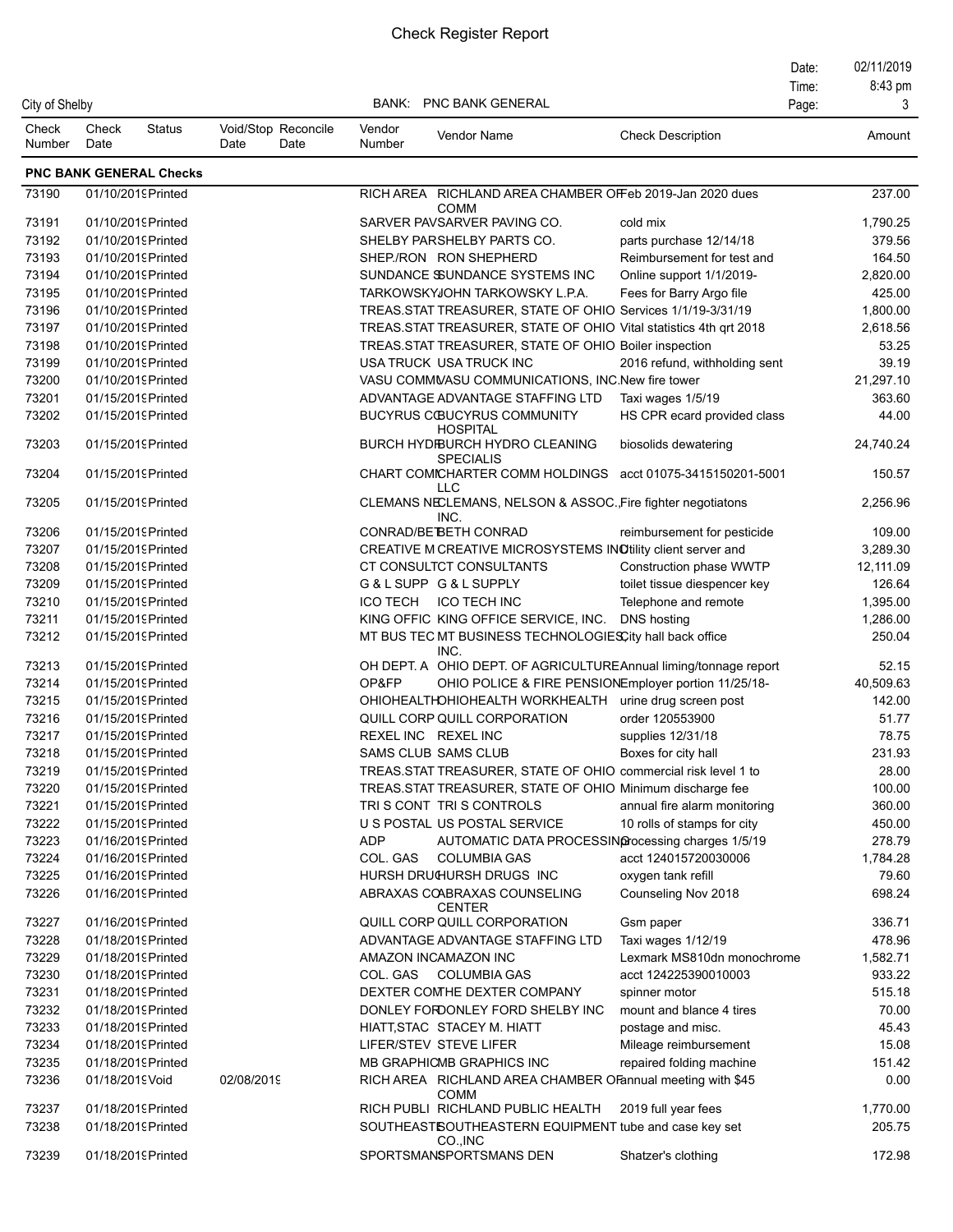# Check Register Report

City of Shelby

BANK: PNC BANK GENERAL

Date: 02/11/2019
Time: 8:43 pm

| Check Number | Check Date | Status | Void/Stop Date | Reconcile Date | Vendor Number | Vendor Name | Check Description | Amount |
|---|---|---|---|---|---|---|---|---|
| **PNC BANK GENERAL Checks** | | | | | | | | |
| 73190 | 01/10/2019 | Printed | | | RICH AREA | RICHLAND AREA CHAMBER OF COMM | Feb 2019-Jan 2020 dues | 237.00 |
| 73191 | 01/10/2019 | Printed | | | SARVER PAV | SARVER PAVING CO. | cold mix | 1,790.25 |
| 73192 | 01/10/2019 | Printed | | | SHELBY PARS | SHELBY PARTS CO. | parts purchase 12/14/18 | 379.56 |
| 73193 | 01/10/2019 | Printed | | | SHEP./RON | RON SHEPHERD | Reimbursement for test and | 164.50 |
| 73194 | 01/10/2019 | Printed | | | SUNDANCE S | SUNDANCE SYSTEMS INC | Online support 1/1/2019- | 2,820.00 |
| 73195 | 01/10/2019 | Printed | | | TARKOWSKY | JOHN TARKOWSKY L.P.A. | Fees for Barry Argo file | 425.00 |
| 73196 | 01/10/2019 | Printed | | | TREAS.STAT | TREASURER, STATE OF OHIO | Services 1/1/19-3/31/19 | 1,800.00 |
| 73197 | 01/10/2019 | Printed | | | TREAS.STAT | TREASURER, STATE OF OHIO | Vital statistics 4th qrt 2018 | 2,618.56 |
| 73198 | 01/10/2019 | Printed | | | TREAS.STAT | TREASURER, STATE OF OHIO | Boiler inspection | 53.25 |
| 73199 | 01/10/2019 | Printed | | | USA TRUCK | USA TRUCK INC | 2016 refund, withholding sent | 39.19 |
| 73200 | 01/10/2019 | Printed | | | VASU COMM | VASU COMMUNICATIONS, INC. | New fire tower | 21,297.10 |
| 73201 | 01/15/2019 | Printed | | | ADVANTAGE | ADVANTAGE STAFFING LTD | Taxi wages 1/5/19 | 363.60 |
| 73202 | 01/15/2019 | Printed | | | BUCYRUS CO | BUCYRUS COMMUNITY HOSPITAL | HS CPR ecard provided class | 44.00 |
| 73203 | 01/15/2019 | Printed | | | BURCH HYDR | BURCH HYDRO CLEANING SPECIALIS | biosolids dewatering | 24,740.24 |
| 73204 | 01/15/2019 | Printed | | | CHART COMM | CHARTER COMM HOLDINGS LLC | acct 01075-3415150201-5001 | 150.57 |
| 73205 | 01/15/2019 | Printed | | | CLEMANS NE | CLEMANS, NELSON & ASSOC., INC. | Fire fighter negotiatons | 2,256.96 |
| 73206 | 01/15/2019 | Printed | | | CONRAD/BET | BETH CONRAD | reimbursement for pesticide | 109.00 |
| 73207 | 01/15/2019 | Printed | | | CREATIVE M | CREATIVE MICROSYSTEMS INC | Utility client server and | 3,289.30 |
| 73208 | 01/15/2019 | Printed | | | CT CONSULT | CT CONSULTANTS | Construction phase WWTP | 12,111.09 |
| 73209 | 01/15/2019 | Printed | | | G & L SUPP | G & L SUPPLY | toilet tissue diespencer key | 126.64 |
| 73210 | 01/15/2019 | Printed | | | ICO TECH | ICO TECH INC | Telephone and remote | 1,395.00 |
| 73211 | 01/15/2019 | Printed | | | KING OFFIC | KING OFFICE SERVICE, INC. | DNS hosting | 1,286.00 |
| 73212 | 01/15/2019 | Printed | | | MT BUS TEC | MT BUSINESS TECHNOLOGIES, INC. | City hall back office | 250.04 |
| 73213 | 01/15/2019 | Printed | | | OH DEPT. A | OHIO DEPT. OF AGRICULTURE | Annual liming/tonnage report | 52.15 |
| 73214 | 01/15/2019 | Printed | | | OP&FP | OHIO POLICE & FIRE PENSION | Employer portion 11/25/18- | 40,509.63 |
| 73215 | 01/15/2019 | Printed | | | OHIOHEALTH | OHIOHEALTH WORKHEALTH | urine drug screen post | 142.00 |
| 73216 | 01/15/2019 | Printed | | | QUILL CORP | QUILL CORPORATION | order 120553900 | 51.77 |
| 73217 | 01/15/2019 | Printed | | | REXEL INC | REXEL INC | supplies 12/31/18 | 78.75 |
| 73218 | 01/15/2019 | Printed | | | SAMS CLUB | SAMS CLUB | Boxes for city hall | 231.93 |
| 73219 | 01/15/2019 | Printed | | | TREAS.STAT | TREASURER, STATE OF OHIO | commercial risk level 1 to | 28.00 |
| 73220 | 01/15/2019 | Printed | | | TREAS.STAT | TREASURER, STATE OF OHIO | Minimum discharge fee | 100.00 |
| 73221 | 01/15/2019 | Printed | | | TRI S CONT | TRI S CONTROLS | annual fire alarm monitoring | 360.00 |
| 73222 | 01/15/2019 | Printed | | | U S POSTAL | US POSTAL SERVICE | 10 rolls of stamps for city | 450.00 |
| 73223 | 01/16/2019 | Printed | | | ADP | AUTOMATIC DATA PROCESSING | Processing charges 1/5/19 | 278.79 |
| 73224 | 01/16/2019 | Printed | | | COL. GAS | COLUMBIA GAS | acct 124015720030006 | 1,784.28 |
| 73225 | 01/16/2019 | Printed | | | HURSH DRUG | HURSH DRUGS INC | oxygen tank refill | 79.60 |
| 73226 | 01/16/2019 | Printed | | | ABRAXAS CO | ABRAXAS COUNSELING CENTER | Counseling Nov 2018 | 698.24 |
| 73227 | 01/16/2019 | Printed | | | QUILL CORP | QUILL CORPORATION | Gsm paper | 336.71 |
| 73228 | 01/18/2019 | Printed | | | ADVANTAGE | ADVANTAGE STAFFING LTD | Taxi wages 1/12/19 | 478.96 |
| 73229 | 01/18/2019 | Printed | | | AMAZON INC | AMAZON INC | Lexmark MS810dn monochrome | 1,582.71 |
| 73230 | 01/18/2019 | Printed | | | COL. GAS | COLUMBIA GAS | acct 124225390010003 | 933.22 |
| 73231 | 01/18/2019 | Printed | | | DEXTER COM | THE DEXTER COMPANY | spinner motor | 515.18 |
| 73232 | 01/18/2019 | Printed | | | DONLEY FOR | DONLEY FORD SHELBY INC | mount and blance 4 tires | 70.00 |
| 73233 | 01/18/2019 | Printed | | | HIATT,STAC | STACEY M. HIATT | postage and misc. | 45.43 |
| 73234 | 01/18/2019 | Printed | | | LIFER/STEV | STEVE LIFER | Mileage reimbursement | 15.08 |
| 73235 | 01/18/2019 | Printed | | | MB GRAPHIC | MB GRAPHICS INC | repaired folding machine | 151.42 |
| 73236 | 01/18/2019 | Void | 02/08/2019 | | RICH AREA | RICHLAND AREA CHAMBER OF COMM | annual meeting with $45 | 0.00 |
| 73237 | 01/18/2019 | Printed | | | RICH PUBLI | RICHLAND PUBLIC HEALTH | 2019 full year fees | 1,770.00 |
| 73238 | 01/18/2019 | Printed | | | SOUTHEASTE | SOUTHEASTERN EQUIPMENT CO.,INC | tube and case key set | 205.75 |
| 73239 | 01/18/2019 | Printed | | | SPORTSMANS | SPORTSMANS DEN | Shatzer's clothing | 172.98 |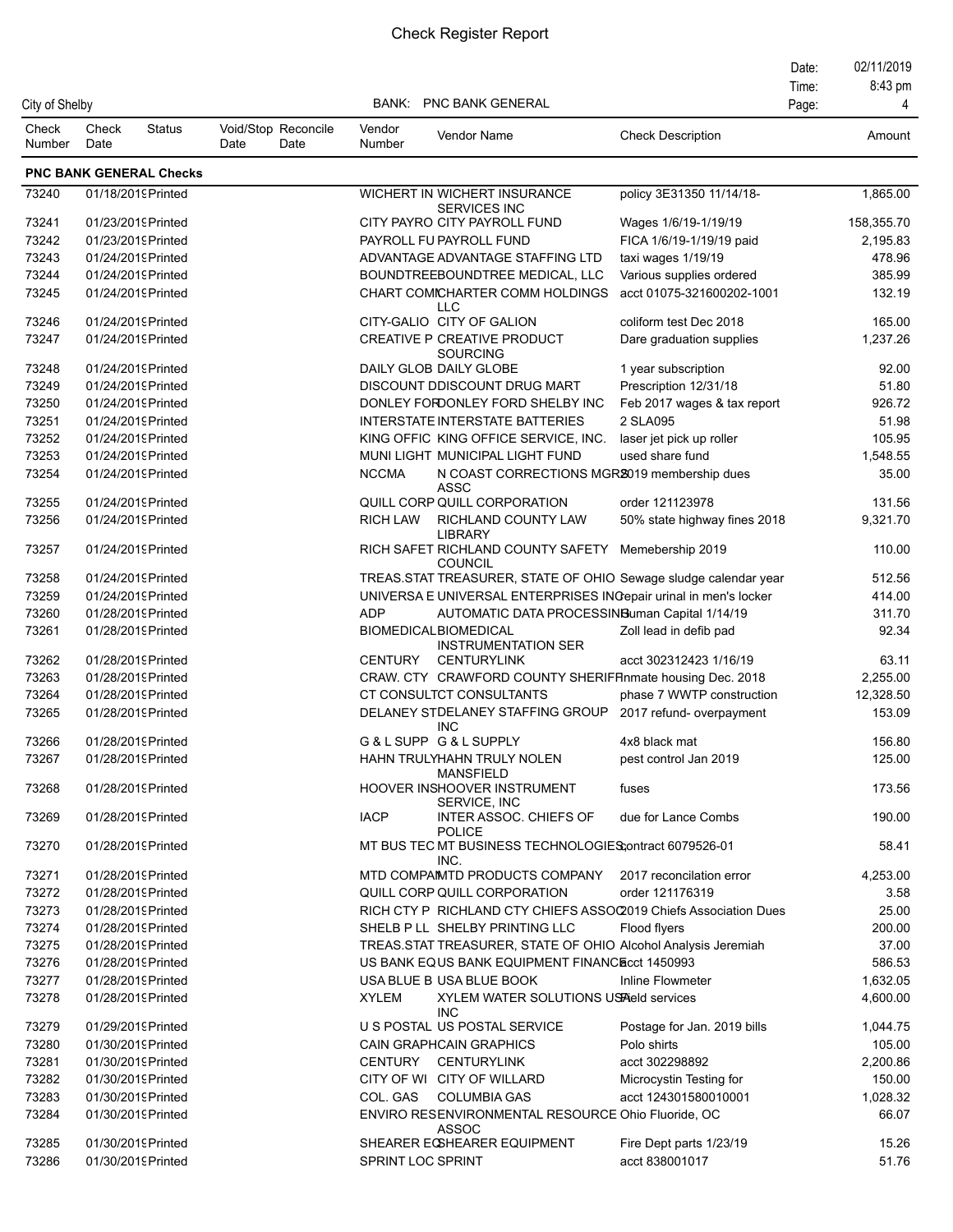# Check Register Report

City of Shelby

BANK: PNC BANK GENERAL

Date: 02/11/2019
Time: 8:43 pm

| Check Number | Check Date | Status | Void/Stop Date | Reconcile Date | Vendor Number | Vendor Name | Check Description | Amount |
|---|---|---|---|---|---|---|---|---|
| **PNC BANK GENERAL Checks** | | | | | | | | |
| 73240 | 01/18/2019 | Printed | | | WICHERT IN | WICHERT INSURANCE SERVICES INC | policy 3E31350 11/14/18- | 1,865.00 |
| 73241 | 01/23/2019 | Printed | | | CITY PAYRO | CITY PAYROLL FUND | Wages 1/6/19-1/19/19 | 158,355.70 |
| 73242 | 01/23/2019 | Printed | | | PAYROLL FU | PAYROLL FUND | FICA 1/6/19-1/19/19 paid | 2,195.83 |
| 73243 | 01/24/2019 | Printed | | | ADVANTAGE | ADVANTAGE STAFFING LTD | taxi wages 1/19/19 | 478.96 |
| 73244 | 01/24/2019 | Printed | | | BOUNDTREE | BOUNDTREE MEDICAL, LLC | Various supplies ordered | 385.99 |
| 73245 | 01/24/2019 | Printed | | | CHART COMM | CHARTER COMM HOLDINGS LLC | acct 01075-321600202-1001 | 132.19 |
| 73246 | 01/24/2019 | Printed | | | CITY-GALIO | CITY OF GALION | coliform test Dec 2018 | 165.00 |
| 73247 | 01/24/2019 | Printed | | | CREATIVE P | CREATIVE PRODUCT SOURCING | Dare graduation supplies | 1,237.26 |
| 73248 | 01/24/2019 | Printed | | | DAILY GLOB | DAILY GLOBE | 1 year subscription | 92.00 |
| 73249 | 01/24/2019 | Printed | | | DISCOUNT D | DISCOUNT DRUG MART | Prescription 12/31/18 | 51.80 |
| 73250 | 01/24/2019 | Printed | | | DONLEY FOR | DONLEY FORD SHELBY INC | Feb 2017 wages & tax report | 926.72 |
| 73251 | 01/24/2019 | Printed | | | INTERSTATE | INTERSTATE BATTERIES | 2 SLA095 | 51.98 |
| 73252 | 01/24/2019 | Printed | | | KING OFFIC | KING OFFICE SERVICE, INC. | laser jet pick up roller | 105.95 |
| 73253 | 01/24/2019 | Printed | | | MUNI LIGHT | MUNICIPAL LIGHT FUND | used share fund | 1,548.55 |
| 73254 | 01/24/2019 | Printed | | | NCCMA | N COAST CORRECTIONS MGR ASSC | 2019 membership dues | 35.00 |
| 73255 | 01/24/2019 | Printed | | | QUILL CORP | QUILL CORPORATION | order 121123978 | 131.56 |
| 73256 | 01/24/2019 | Printed | | | RICH LAW | RICHLAND COUNTY LAW LIBRARY | 50% state highway fines 2018 | 9,321.70 |
| 73257 | 01/24/2019 | Printed | | | RICH SAFET | RICHLAND COUNTY SAFETY COUNCIL | Memebership 2019 | 110.00 |
| 73258 | 01/24/2019 | Printed | | | TREAS.STAT | TREASURER, STATE OF OHIO | Sewage sludge calendar year | 512.56 |
| 73259 | 01/24/2019 | Printed | | | UNIVERSA E | UNIVERSAL ENTERPRISES INC | repair urinal in men's locker | 414.00 |
| 73260 | 01/28/2019 | Printed | | | ADP | AUTOMATIC DATA PROCESSING | Human Capital 1/14/19 | 311.70 |
| 73261 | 01/28/2019 | Printed | | | BIOMEDICAL | BIOMEDICAL INSTRUMENTATION SER | Zoll lead in defib pad | 92.34 |
| 73262 | 01/28/2019 | Printed | | | CENTURY | CENTURYLINK | acct 302312423 1/16/19 | 63.11 |
| 73263 | 01/28/2019 | Printed | | | CRAW. CTY | CRAWFORD COUNTY SHERIFF | Inmate housing Dec. 2018 | 2,255.00 |
| 73264 | 01/28/2019 | Printed | | | CT CONSULT | CT CONSULTANTS | phase 7 WWTP construction | 12,328.50 |
| 73265 | 01/28/2019 | Printed | | | DELANEY ST | DELANEY STAFFING GROUP INC | 2017 refund- overpayment | 153.09 |
| 73266 | 01/28/2019 | Printed | | | G & L SUPP | G & L SUPPLY | 4x8 black mat | 156.80 |
| 73267 | 01/28/2019 | Printed | | | HAHN TRULY | HAHN TRULY NOLEN MANSFIELD | pest control Jan 2019 | 125.00 |
| 73268 | 01/28/2019 | Printed | | | HOOVER INS | HOOVER INSTRUMENT SERVICE, INC | fuses | 173.56 |
| 73269 | 01/28/2019 | Printed | | | IACP | INTER ASSOC. CHIEFS OF POLICE | due for Lance Combs | 190.00 |
| 73270 | 01/28/2019 | Printed | | | MT BUS TEC | MT BUSINESS TECHNOLOGIES, INC. | contract 6079526-01 | 58.41 |
| 73271 | 01/28/2019 | Printed | | | MTD COMPAN | MTD PRODUCTS COMPANY | 2017 reconcilation error | 4,253.00 |
| 73272 | 01/28/2019 | Printed | | | QUILL CORP | QUILL CORPORATION | order 121176319 | 3.58 |
| 73273 | 01/28/2019 | Printed | | | RICH CTY P | RICHLAND CTY CHIEFS ASSOC | 2019 Chiefs Association Dues | 25.00 |
| 73274 | 01/28/2019 | Printed | | | SHELB P LL | SHELBY PRINTING LLC | Flood flyers | 200.00 |
| 73275 | 01/28/2019 | Printed | | | TREAS.STAT | TREASURER, STATE OF OHIO | Alcohol Analysis Jeremiah | 37.00 |
| 73276 | 01/28/2019 | Printed | | | US BANK EQ | US BANK EQUIPMENT FINANCE | acct 1450993 | 586.53 |
| 73277 | 01/28/2019 | Printed | | | USA BLUE B | USA BLUE BOOK | Inline Flowmeter | 1,632.05 |
| 73278 | 01/28/2019 | Printed | | | XYLEM | XYLEM WATER SOLUTIONS USA INC | Field services | 4,600.00 |
| 73279 | 01/29/2019 | Printed | | | U S POSTAL | US POSTAL SERVICE | Postage for Jan. 2019 bills | 1,044.75 |
| 73280 | 01/30/2019 | Printed | | | CAIN GRAPH | CAIN GRAPHICS | Polo shirts | 105.00 |
| 73281 | 01/30/2019 | Printed | | | CENTURY | CENTURYLINK | acct 3022298892 | 2,200.86 |
| 73282 | 01/30/2019 | Printed | | | CITY OF WI | CITY OF WILLARD | Microcystin Testing for | 150.00 |
| 73283 | 01/30/2019 | Printed | | | COL. GAS | COLUMBIA GAS | acct 124301580010001 | 1,028.32 |
| 73284 | 01/30/2019 | Printed | | | ENVIRO RES | ENVIRONMENTAL RESOURCE ASSOC | Ohio Fluoride, OC | 66.07 |
| 73285 | 01/30/2019 | Printed | | | SHEARER EQ | SHEARER EQUIPMENT | Fire Dept parts 1/23/19 | 15.26 |
| 73286 | 01/30/2019 | Printed | | | SPRINT LOC | SPRINT | acct 838001017 | 51.76 |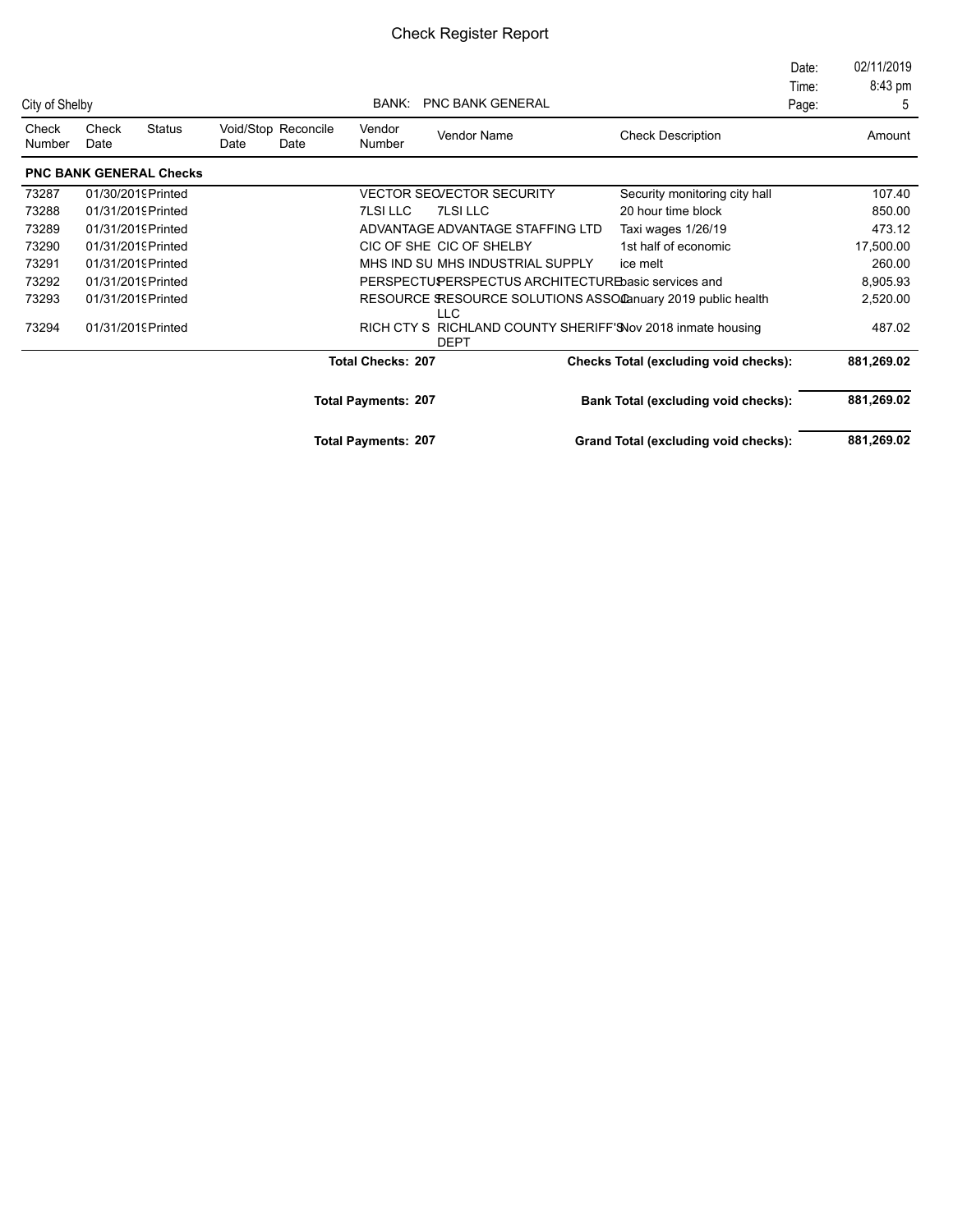# Check Register Report

City of Shelby

BANK: PNC BANK GENERAL

Date: 02/11/2019
Time: 8:43 pm

| Check Number | Check Date | Status | Void/Stop Date | Reconcile Date | Vendor Number | Vendor Name | Check Description | Amount |
|---|---|---|---|---|---|---|---|---|
| **PNC BANK GENERAL Checks** | | | | | | | | |
| 73287 | 01/30/2019 | Printed | | | VECTOR SEC | VECTOR SECURITY | Security monitoring city hall | 107.40 |
| 73288 | 01/31/2019 | Printed | | | 7LSI LLC | 7LSI LLC | 20 hour time block | 850.00 |
| 73289 | 01/31/2019 | Printed | | | ADVANTAGE | ADVANTAGE STAFFING LTD | Taxi wages 1/26/19 | 473.12 |
| 73290 | 01/31/2019 | Printed | | | CIC OF SHE | CIC OF SHELBY | 1st half of economic | 17,500.00 |
| 73291 | 01/31/2019 | Printed | | | MHS IND SU | MHS INDUSTRIAL SUPPLY | ice melt | 260.00 |
| 73292 | 01/31/2019 | Printed | | | PERSPECTUS | PERSPECTUS ARCHITECTURE | basic services and | 8,905.93 |
| 73293 | 01/31/2019 | Printed | | | RESOURCE S | RESOURCE SOLUTIONS ASSOC LLC | January 2019 public health | 2,520.00 |
| 73294 | 01/31/2019 | Printed | | | RICH CTY S | RICHLAND COUNTY SHERIFF'S DEPT | Nov 2018 inmate housing | 487.02 |

**Total Checks: 207** — **Checks Total (excluding void checks):** **881,269.02**

**Total Payments: 207** — **Bank Total (excluding void checks):** **881,269.02**

**Total Payments: 207** — **Grand Total (excluding void checks):** **881,269.02**